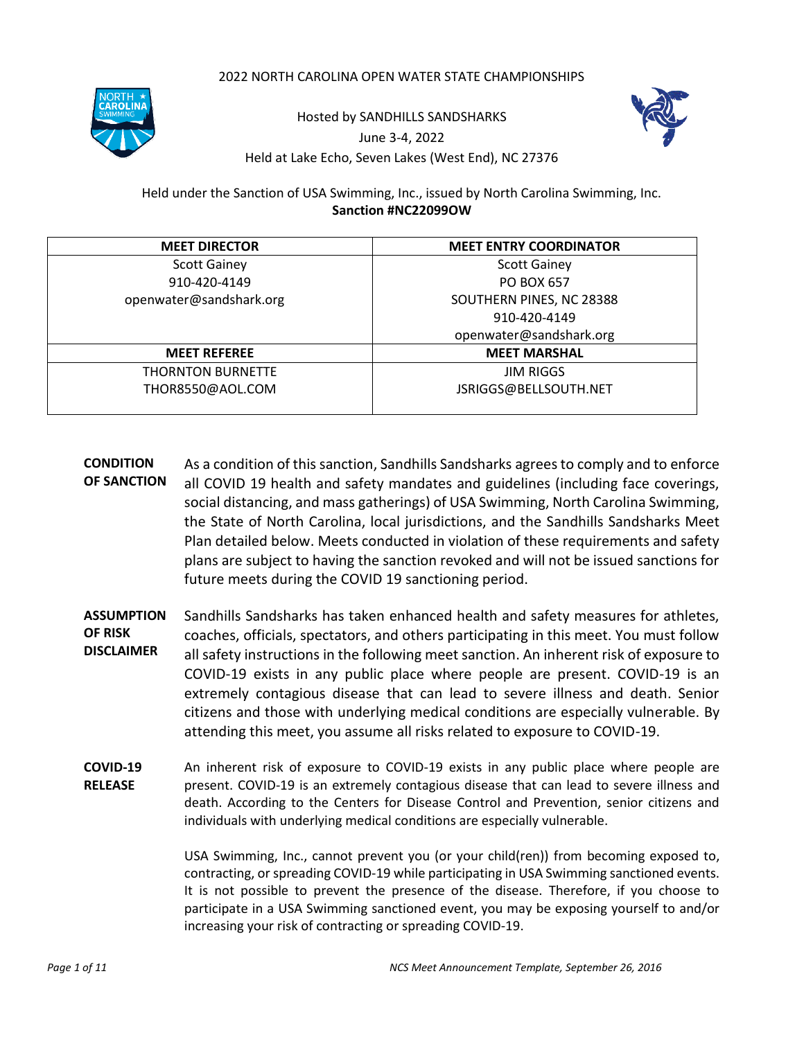# 2022 NORTH CAROLINA OPEN WATER STATE CHAMPIONSHIPS

Hosted by SANDHILLS SANDSHARKS
June 3-4, 2022
Held at Lake Echo, Seven Lakes (West End), NC 27376

Held under the Sanction of USA Swimming, Inc., issued by North Carolina Swimming, Inc.
**Sanction #NC22099OW**

| MEET DIRECTOR | MEET ENTRY COORDINATOR |
|---|---|
| Scott Gainey<br>910-420-4149<br>openwater@sandshark.org | Scott Gainey<br>PO BOX 657<br>SOUTHERN PINES, NC 28388<br>910-420-4149<br>openwater@sandshark.org |
| **MEET REFEREE** | **MEET MARSHAL** |
| THORNTON BURNETTE<br>THOR8550@AOL.COM | JIM RIGGS<br>JSRIGGS@BELLSOUTH.NET |

**CONDITION OF SANCTION** As a condition of this sanction, Sandhills Sandsharks agrees to comply and to enforce all COVID 19 health and safety mandates and guidelines (including face coverings, social distancing, and mass gatherings) of USA Swimming, North Carolina Swimming, the State of North Carolina, local jurisdictions, and the Sandhills Sandsharks Meet Plan detailed below. Meets conducted in violation of these requirements and safety plans are subject to having the sanction revoked and will not be issued sanctions for future meets during the COVID 19 sanctioning period.

**ASSUMPTION OF RISK DISCLAIMER** Sandhills Sandsharks has taken enhanced health and safety measures for athletes, coaches, officials, spectators, and others participating in this meet. You must follow all safety instructions in the following meet sanction. An inherent risk of exposure to COVID-19 exists in any public place where people are present. COVID-19 is an extremely contagious disease that can lead to severe illness and death. Senior citizens and those with underlying medical conditions are especially vulnerable. By attending this meet, you assume all risks related to exposure to COVID-19.

**COVID-19 RELEASE** An inherent risk of exposure to COVID-19 exists in any public place where people are present. COVID-19 is an extremely contagious disease that can lead to severe illness and death. According to the Centers for Disease Control and Prevention, senior citizens and individuals with underlying medical conditions are especially vulnerable.

USA Swimming, Inc., cannot prevent you (or your child(ren)) from becoming exposed to, contracting, or spreading COVID-19 while participating in USA Swimming sanctioned events. It is not possible to prevent the presence of the disease. Therefore, if you choose to participate in a USA Swimming sanctioned event, you may be exposing yourself to and/or increasing your risk of contracting or spreading COVID-19.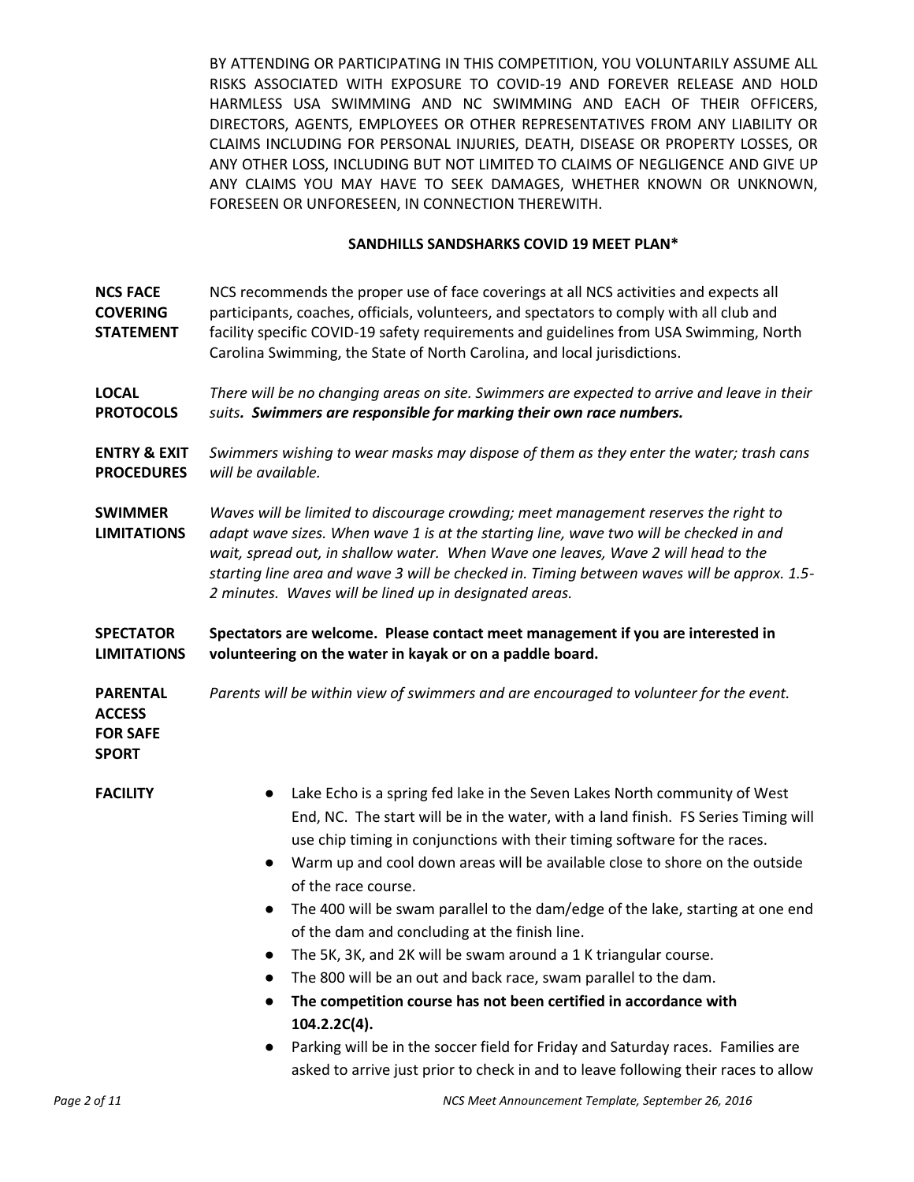BY ATTENDING OR PARTICIPATING IN THIS COMPETITION, YOU VOLUNTARILY ASSUME ALL RISKS ASSOCIATED WITH EXPOSURE TO COVID-19 AND FOREVER RELEASE AND HOLD HARMLESS USA SWIMMING AND NC SWIMMING AND EACH OF THEIR OFFICERS, DIRECTORS, AGENTS, EMPLOYEES OR OTHER REPRESENTATIVES FROM ANY LIABILITY OR CLAIMS INCLUDING FOR PERSONAL INJURIES, DEATH, DISEASE OR PROPERTY LOSSES, OR ANY OTHER LOSS, INCLUDING BUT NOT LIMITED TO CLAIMS OF NEGLIGENCE AND GIVE UP ANY CLAIMS YOU MAY HAVE TO SEEK DAMAGES, WHETHER KNOWN OR UNKNOWN, FORESEEN OR UNFORESEEN, IN CONNECTION THEREWITH.

**SANDHILLS SANDSHARKS COVID 19 MEET PLAN***

**NCS FACE COVERING STATEMENT**
NCS recommends the proper use of face coverings at all NCS activities and expects all participants, coaches, officials, volunteers, and spectators to comply with all club and facility specific COVID-19 safety requirements and guidelines from USA Swimming, North Carolina Swimming, the State of North Carolina, and local jurisdictions.

**LOCAL PROTOCOLS**
*There will be no changing areas on site. Swimmers are expected to arrive and leave in their suits.* ***Swimmers are responsible for marking their own race numbers.***

**ENTRY & EXIT PROCEDURES**
*Swimmers wishing to wear masks may dispose of them as they enter the water; trash cans will be available.*

**SWIMMER LIMITATIONS**
*Waves will be limited to discourage crowding; meet management reserves the right to adapt wave sizes. When wave 1 is at the starting line, wave two will be checked in and wait, spread out, in shallow water. When Wave one leaves, Wave 2 will head to the starting line area and wave 3 will be checked in. Timing between waves will be approx. 1.5-2 minutes. Waves will be lined up in designated areas.*

**SPECTATOR LIMITATIONS**
**Spectators are welcome. Please contact meet management if you are interested in volunteering on the water in kayak or on a paddle board.**

**PARENTAL ACCESS FOR SAFE SPORT**
*Parents will be within view of swimmers and are encouraged to volunteer for the event.*

**FACILITY**

- Lake Echo is a spring fed lake in the Seven Lakes North community of West End, NC. The start will be in the water, with a land finish. FS Series Timing will use chip timing in conjunctions with their timing software for the races.
- Warm up and cool down areas will be available close to shore on the outside of the race course.
- The 400 will be swam parallel to the dam/edge of the lake, starting at one end of the dam and concluding at the finish line.
- The 5K, 3K, and 2K will be swam around a 1 K triangular course.
- The 800 will be an out and back race, swam parallel to the dam.
- **The competition course has not been certified in accordance with 104.2.2C(4).**
- Parking will be in the soccer field for Friday and Saturday races. Families are asked to arrive just prior to check in and to leave following their races to allow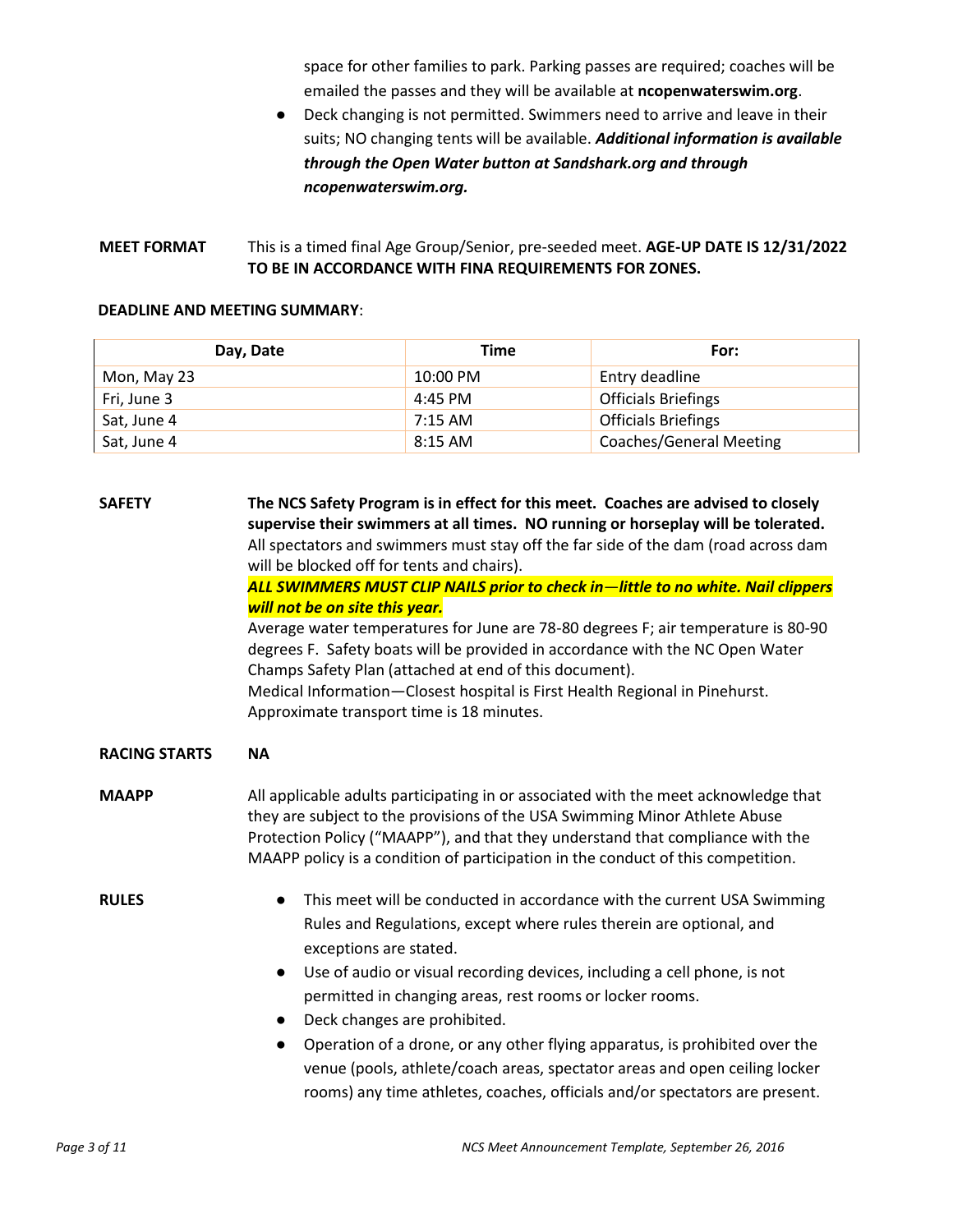space for other families to park. Parking passes are required; coaches will be emailed the passes and they will be available at **ncopenwaterswim.org**.

- Deck changing is not permitted. Swimmers need to arrive and leave in their suits; NO changing tents will be available. ***Additional information is available through the Open Water button at Sandshark.org and through ncopenwaterswim.org.***

**MEET FORMAT** This is a timed final Age Group/Senior, pre-seeded meet. **AGE-UP DATE IS 12/31/2022 TO BE IN ACCORDANCE WITH FINA REQUIREMENTS FOR ZONES.**

**DEADLINE AND MEETING SUMMARY**:

| Day, Date | Time | For: |
|---|---|---|
| Mon, May 23 | 10:00 PM | Entry deadline |
| Fri, June 3 | 4:45 PM | Officials Briefings |
| Sat, June 4 | 7:15 AM | Officials Briefings |
| Sat, June 4 | 8:15 AM | Coaches/General Meeting |

**SAFETY** **The NCS Safety Program is in effect for this meet. Coaches are advised to closely supervise their swimmers at all times. NO running or horseplay will be tolerated.** All spectators and swimmers must stay off the far side of the dam (road across dam will be blocked off for tents and chairs).
***ALL SWIMMERS MUST CLIP NAILS prior to check in—little to no white. Nail clippers will not be on site this year.***
Average water temperatures for June are 78-80 degrees F; air temperature is 80-90 degrees F. Safety boats will be provided in accordance with the NC Open Water Champs Safety Plan (attached at end of this document).
Medical Information—Closest hospital is First Health Regional in Pinehurst. Approximate transport time is 18 minutes.

**RACING STARTS** **NA**

**MAAPP** All applicable adults participating in or associated with the meet acknowledge that they are subject to the provisions of the USA Swimming Minor Athlete Abuse Protection Policy ("MAAPP"), and that they understand that compliance with the MAAPP policy is a condition of participation in the conduct of this competition.

**RULES**

- This meet will be conducted in accordance with the current USA Swimming Rules and Regulations, except where rules therein are optional, and exceptions are stated.
- Use of audio or visual recording devices, including a cell phone, is not permitted in changing areas, rest rooms or locker rooms.
- Deck changes are prohibited.
- Operation of a drone, or any other flying apparatus, is prohibited over the venue (pools, athlete/coach areas, spectator areas and open ceiling locker rooms) any time athletes, coaches, officials and/or spectators are present.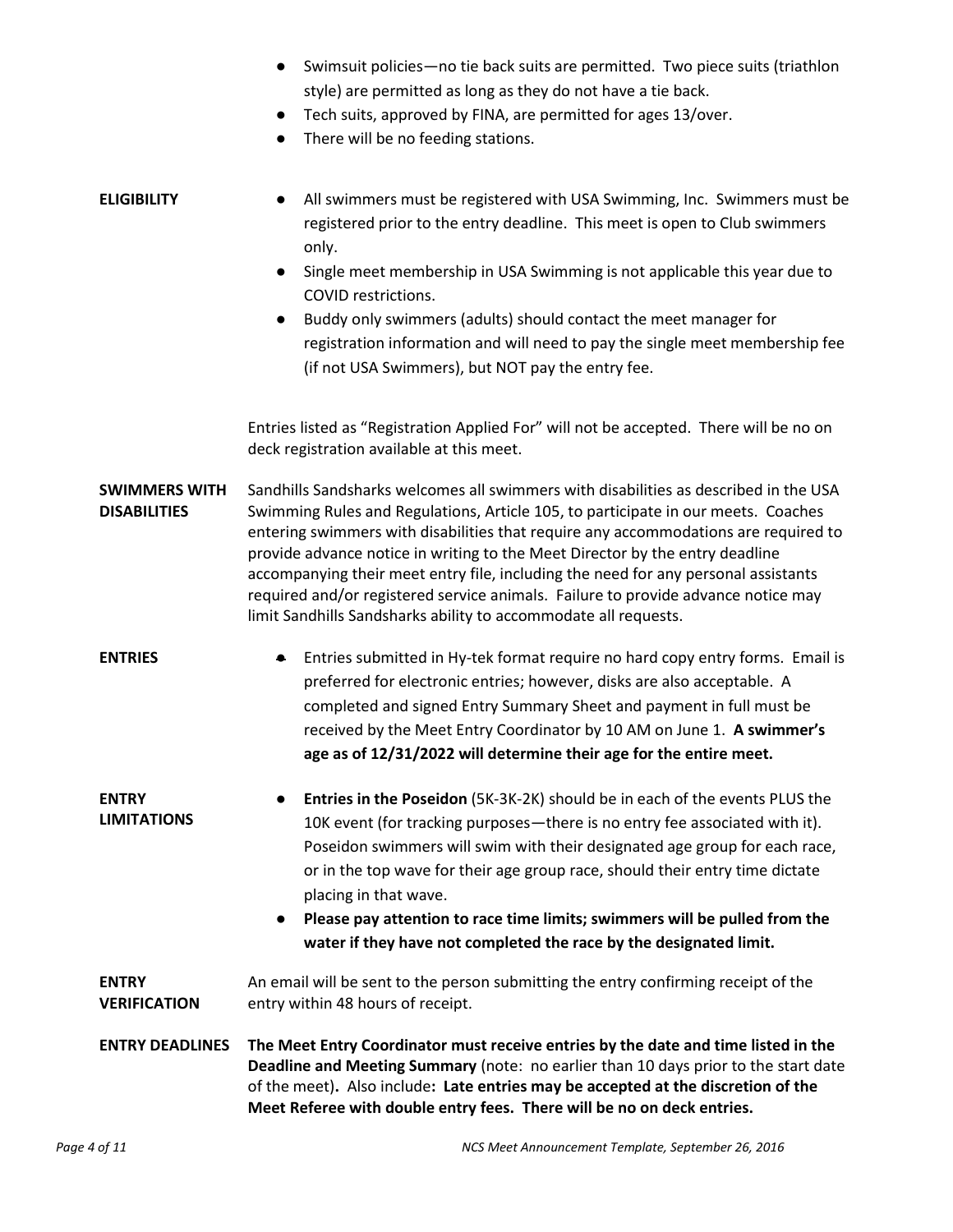- Swimsuit policies—no tie back suits are permitted. Two piece suits (triathlon style) are permitted as long as they do not have a tie back.
- Tech suits, approved by FINA, are permitted for ages 13/over.
- There will be no feeding stations.

**ELIGIBILITY**

- All swimmers must be registered with USA Swimming, Inc. Swimmers must be registered prior to the entry deadline. This meet is open to Club swimmers only.
- Single meet membership in USA Swimming is not applicable this year due to COVID restrictions.
- Buddy only swimmers (adults) should contact the meet manager for registration information and will need to pay the single meet membership fee (if not USA Swimmers), but NOT pay the entry fee.

Entries listed as "Registration Applied For" will not be accepted. There will be no on deck registration available at this meet.

**SWIMMERS WITH DISABILITIES**

Sandhills Sandsharks welcomes all swimmers with disabilities as described in the USA Swimming Rules and Regulations, Article 105, to participate in our meets. Coaches entering swimmers with disabilities that require any accommodations are required to provide advance notice in writing to the Meet Director by the entry deadline accompanying their meet entry file, including the need for any personal assistants required and/or registered service animals. Failure to provide advance notice may limit Sandhills Sandsharks ability to accommodate all requests.

**ENTRIES**

- Entries submitted in Hy-tek format require no hard copy entry forms. Email is preferred for electronic entries; however, disks are also acceptable. A completed and signed Entry Summary Sheet and payment in full must be received by the Meet Entry Coordinator by 10 AM on June 1. **A swimmer's age as of 12/31/2022 will determine their age for the entire meet.**

**ENTRY LIMITATIONS**

- **Entries in the Poseidon** (5K-3K-2K) should be in each of the events PLUS the 10K event (for tracking purposes—there is no entry fee associated with it). Poseidon swimmers will swim with their designated age group for each race, or in the top wave for their age group race, should their entry time dictate placing in that wave.
- **Please pay attention to race time limits; swimmers will be pulled from the water if they have not completed the race by the designated limit.**

**ENTRY VERIFICATION**

An email will be sent to the person submitting the entry confirming receipt of the entry within 48 hours of receipt.

**ENTRY DEADLINES**

**The Meet Entry Coordinator must receive entries by the date and time listed in the Deadline and Meeting Summary** (note: no earlier than 10 days prior to the start date of the meet)**.** Also include**: Late entries may be accepted at the discretion of the Meet Referee with double entry fees. There will be no on deck entries.**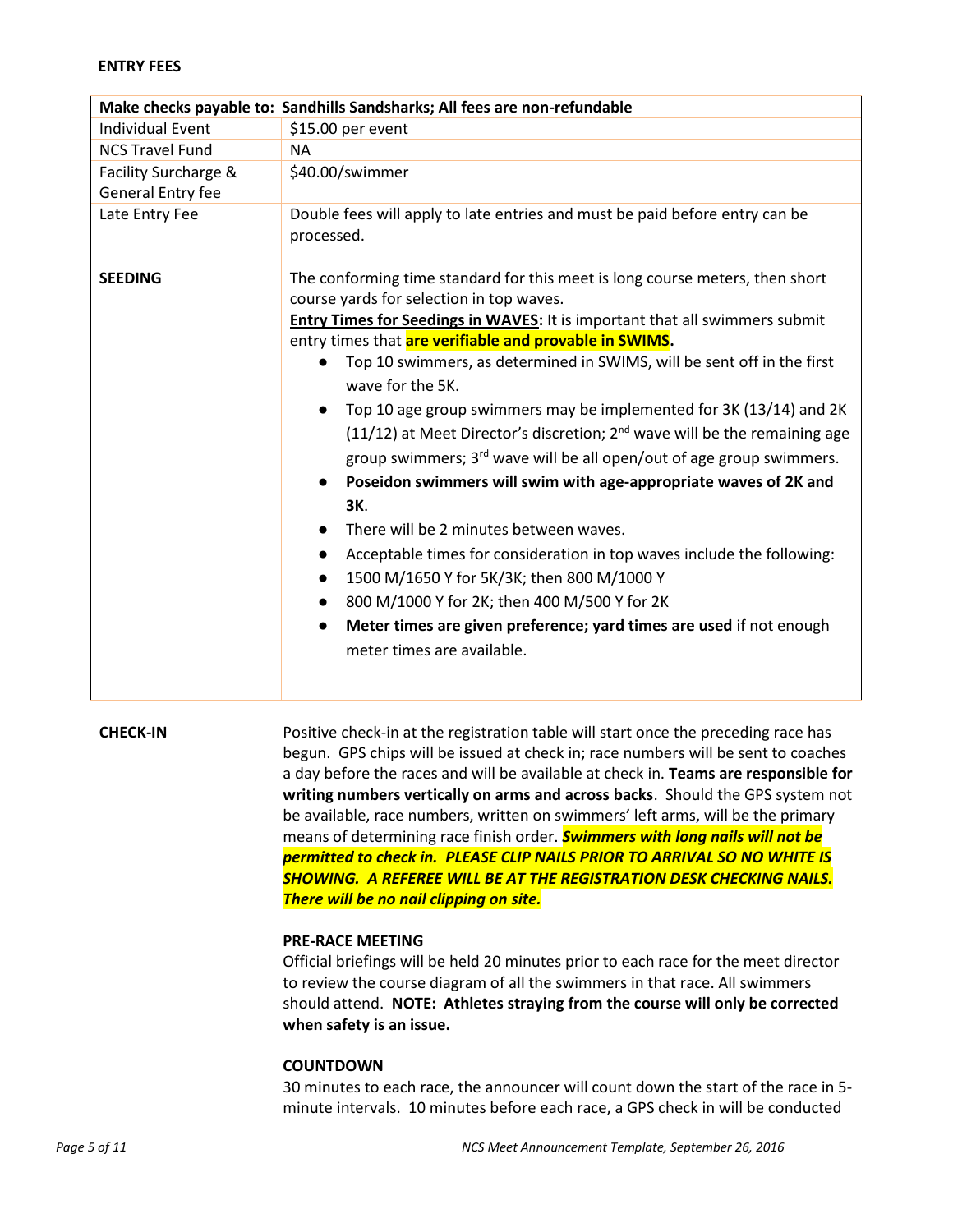**ENTRY FEES**

| Make checks payable to: Sandhills Sandsharks; All fees are non-refundable | |
|---|---|
| Individual Event | $15.00 per event |
| NCS Travel Fund | NA |
| Facility Surcharge & General Entry fee | $40.00/swimmer |
| Late Entry Fee | Double fees will apply to late entries and must be paid before entry can be processed. |
| **SEEDING** | The conforming time standard for this meet is long course meters, then short course yards for selection in top waves.<br>**Entry Times for Seedings in WAVES:** It is important that all swimmers submit entry times that **are verifiable and provable in SWIMS**.<br>● Top 10 swimmers, as determined in SWIMS, will be sent off in the first wave for the 5K.<br>● Top 10 age group swimmers may be implemented for 3K (13/14) and 2K (11/12) at Meet Director's discretion; 2nd wave will be the remaining age group swimmers; 3rd wave will be all open/out of age group swimmers.<br>● **Poseidon swimmers will swim with age-appropriate waves of 2K and 3K**.<br>● There will be 2 minutes between waves.<br>● Acceptable times for consideration in top waves include the following:<br>● 1500 M/1650 Y for 5K/3K; then 800 M/1000 Y<br>● 800 M/1000 Y for 2K; then 400 M/500 Y for 2K<br>● **Meter times are given preference; yard times are used** if not enough meter times are available. |

**CHECK-IN**

Positive check-in at the registration table will start once the preceding race has begun. GPS chips will be issued at check in; race numbers will be sent to coaches a day before the races and will be available at check in. **Teams are responsible for writing numbers vertically on arms and across backs**. Should the GPS system not be available, race numbers, written on swimmers' left arms, will be the primary means of determining race finish order. ***Swimmers with long nails will not be permitted to check in. PLEASE CLIP NAILS PRIOR TO ARRIVAL SO NO WHITE IS SHOWING. A REFEREE WILL BE AT THE REGISTRATION DESK CHECKING NAILS. There will be no nail clipping on site.***

**PRE-RACE MEETING**

Official briefings will be held 20 minutes prior to each race for the meet director to review the course diagram of all the swimmers in that race. All swimmers should attend. **NOTE: Athletes straying from the course will only be corrected when safety is an issue.**

**COUNTDOWN**

30 minutes to each race, the announcer will count down the start of the race in 5-minute intervals. 10 minutes before each race, a GPS check in will be conducted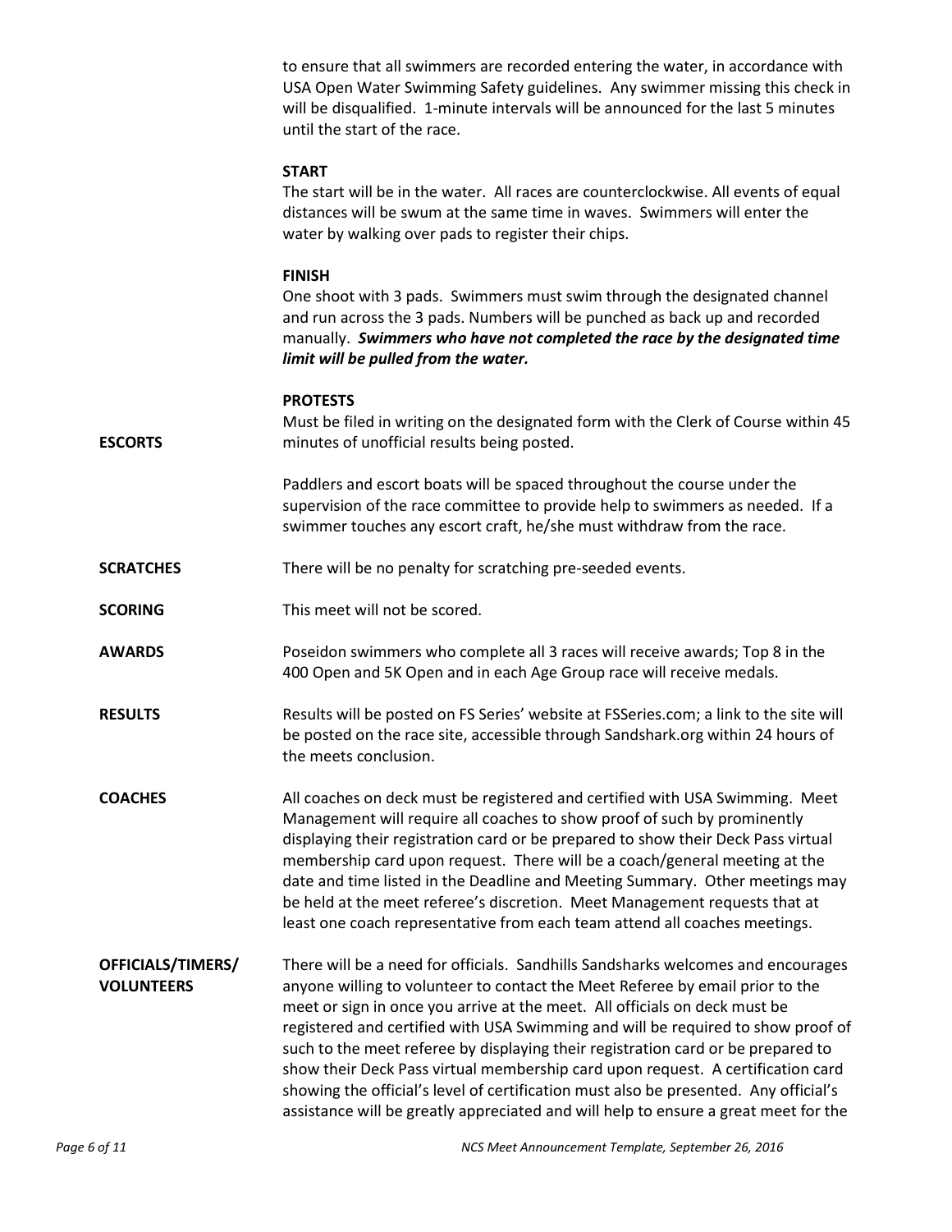to ensure that all swimmers are recorded entering the water, in accordance with USA Open Water Swimming Safety guidelines. Any swimmer missing this check in will be disqualified. 1-minute intervals will be announced for the last 5 minutes until the start of the race.

**START**
The start will be in the water. All races are counterclockwise. All events of equal distances will be swum at the same time in waves. Swimmers will enter the water by walking over pads to register their chips.

**FINISH**
One shoot with 3 pads. Swimmers must swim through the designated channel and run across the 3 pads. Numbers will be punched as back up and recorded manually. ***Swimmers who have not completed the race by the designated time limit will be pulled from the water.***

**PROTESTS**
Must be filed in writing on the designated form with the Clerk of Course within 45 minutes of unofficial results being posted.

**ESCORTS**

Paddlers and escort boats will be spaced throughout the course under the supervision of the race committee to provide help to swimmers as needed. If a swimmer touches any escort craft, he/she must withdraw from the race.

**SCRATCHES**

There will be no penalty for scratching pre-seeded events.

**SCORING**

This meet will not be scored.

**AWARDS**

Poseidon swimmers who complete all 3 races will receive awards; Top 8 in the 400 Open and 5K Open and in each Age Group race will receive medals.

**RESULTS**

Results will be posted on FS Series' website at FSSeries.com; a link to the site will be posted on the race site, accessible through Sandshark.org within 24 hours of the meets conclusion.

**COACHES**

All coaches on deck must be registered and certified with USA Swimming. Meet Management will require all coaches to show proof of such by prominently displaying their registration card or be prepared to show their Deck Pass virtual membership card upon request. There will be a coach/general meeting at the date and time listed in the Deadline and Meeting Summary. Other meetings may be held at the meet referee's discretion. Meet Management requests that at least one coach representative from each team attend all coaches meetings.

**OFFICIALS/TIMERS/ VOLUNTEERS**

There will be a need for officials. Sandhills Sandsharks welcomes and encourages anyone willing to volunteer to contact the Meet Referee by email prior to the meet or sign in once you arrive at the meet. All officials on deck must be registered and certified with USA Swimming and will be required to show proof of such to the meet referee by displaying their registration card or be prepared to show their Deck Pass virtual membership card upon request. A certification card showing the official's level of certification must also be presented. Any official's assistance will be greatly appreciated and will help to ensure a great meet for the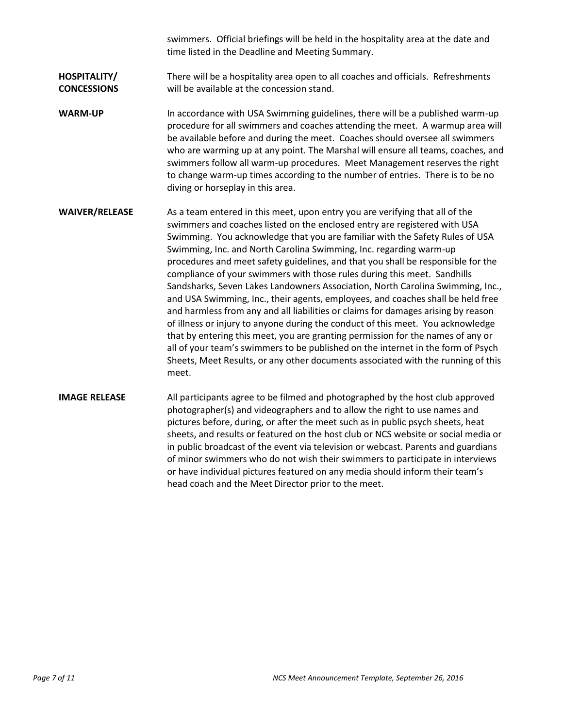swimmers. Official briefings will be held in the hospitality area at the date and time listed in the Deadline and Meeting Summary.

**HOSPITALITY/ CONCESSIONS**

There will be a hospitality area open to all coaches and officials. Refreshments will be available at the concession stand.

**WARM-UP**

In accordance with USA Swimming guidelines, there will be a published warm-up procedure for all swimmers and coaches attending the meet. A warmup area will be available before and during the meet. Coaches should oversee all swimmers who are warming up at any point. The Marshal will ensure all teams, coaches, and swimmers follow all warm-up procedures. Meet Management reserves the right to change warm-up times according to the number of entries. There is to be no diving or horseplay in this area.

**WAIVER/RELEASE**

As a team entered in this meet, upon entry you are verifying that all of the swimmers and coaches listed on the enclosed entry are registered with USA Swimming. You acknowledge that you are familiar with the Safety Rules of USA Swimming, Inc. and North Carolina Swimming, Inc. regarding warm-up procedures and meet safety guidelines, and that you shall be responsible for the compliance of your swimmers with those rules during this meet. Sandhills Sandsharks, Seven Lakes Landowners Association, North Carolina Swimming, Inc., and USA Swimming, Inc., their agents, employees, and coaches shall be held free and harmless from any and all liabilities or claims for damages arising by reason of illness or injury to anyone during the conduct of this meet. You acknowledge that by entering this meet, you are granting permission for the names of any or all of your team's swimmers to be published on the internet in the form of Psych Sheets, Meet Results, or any other documents associated with the running of this meet.

**IMAGE RELEASE**

All participants agree to be filmed and photographed by the host club approved photographer(s) and videographers and to allow the right to use names and pictures before, during, or after the meet such as in public psych sheets, heat sheets, and results or featured on the host club or NCS website or social media or in public broadcast of the event via television or webcast. Parents and guardians of minor swimmers who do not wish their swimmers to participate in interviews or have individual pictures featured on any media should inform their team's head coach and the Meet Director prior to the meet.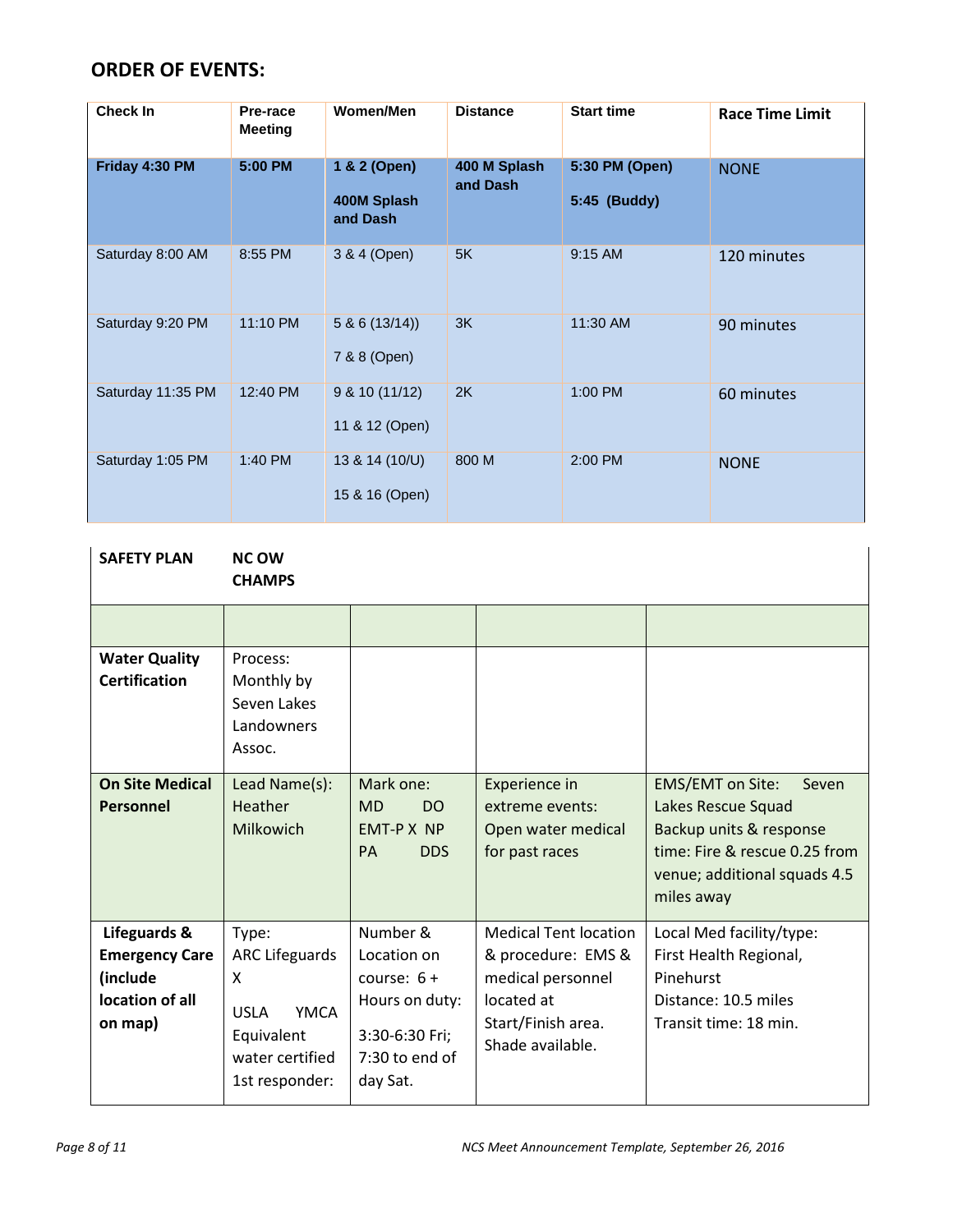## ORDER OF EVENTS:

| Check In | Pre-race Meeting | Women/Men | Distance | Start time | Race Time Limit |
|---|---|---|---|---|---|
| **Friday 4:30 PM** | **5:00 PM** | **1 & 2 (Open)**<br>**400M Splash and Dash** | **400 M Splash and Dash** | **5:30 PM (Open)**<br>**5:45 (Buddy)** | NONE |
| Saturday 8:00 AM | 8:55 PM | 3 & 4 (Open) | 5K | 9:15 AM | 120 minutes |
| Saturday 9:20 PM | 11:10 PM | 5 & 6 (13/14))<br>7 & 8 (Open) | 3K | 11:30 AM | 90 minutes |
| Saturday 11:35 PM | 12:40 PM | 9 & 10 (11/12)<br>11 & 12 (Open) | 2K | 1:00 PM | 60 minutes |
| Saturday 1:05 PM | 1:40 PM | 13 & 14 (10/U)<br>15 & 16 (Open) | 800 M | 2:00 PM | NONE |

| **SAFETY PLAN** | **NC OW CHAMPS** | | | |
|---|---|---|---|---|
| | | | | |
| **Water Quality Certification** | Process: Monthly by Seven Lakes Landowners Assoc. | | | |
| **On Site Medical Personnel** | Lead Name(s): Heather Milkowich | Mark one:<br>MD DO<br>EMT-P X NP<br>PA DDS | Experience in extreme events: Open water medical for past races | EMS/EMT on Site: Seven Lakes Rescue Squad<br>Backup units & response time: Fire & rescue 0.25 from venue; additional squads 4.5 miles away |
| **Lifeguards & Emergency Care (include location of all on map)** | Type:<br>ARC Lifeguards X<br>USLA YMCA<br>Equivalent water certified 1st responder: | Number & Location on course: 6 +<br>Hours on duty:<br>3:30-6:30 Fri; 7:30 to end of day Sat. | Medical Tent location & procedure: EMS & medical personnel located at Start/Finish area. Shade available. | Local Med facility/type: First Health Regional, Pinehurst<br>Distance: 10.5 miles<br>Transit time: 18 min. |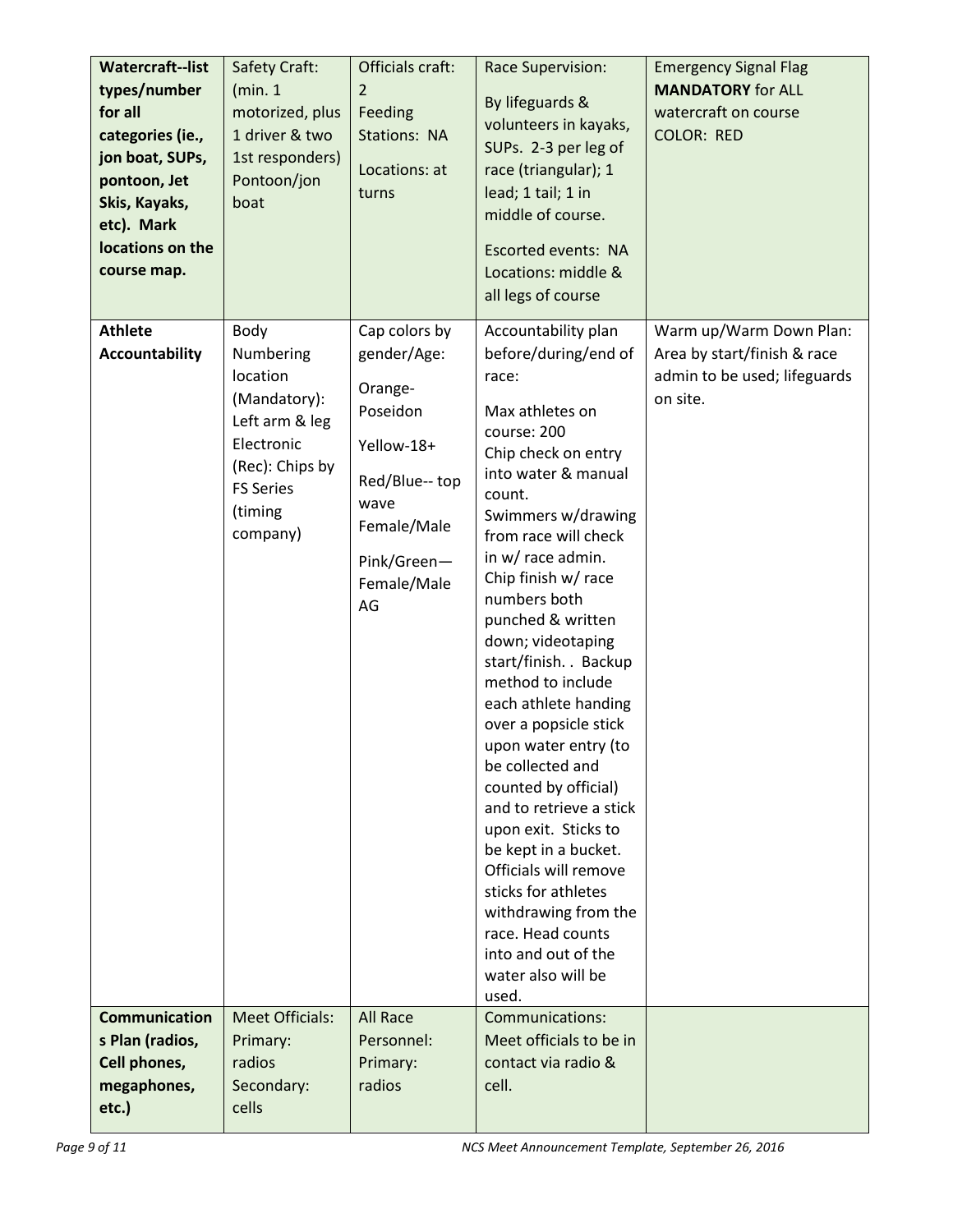| **Watercraft--list types/number for all categories (ie., jon boat, SUPs, pontoon, Jet Skis, Kayaks, etc). Mark locations on the course map.** | Safety Craft: (min. 1 motorized, plus 1 driver & two 1st responders) Pontoon/jon boat | Officials craft: 2<br>Feeding Stations: NA<br>Locations: at turns | Race Supervision:<br>By lifeguards & volunteers in kayaks, SUPs. 2-3 per leg of race (triangular); 1 lead; 1 tail; 1 in middle of course.<br>Escorted events: NA Locations: middle & all legs of course | Emergency Signal Flag **MANDATORY** for ALL watercraft on course COLOR: RED |
|---|---|---|---|---|
| **Athlete Accountability** | Body Numbering location (Mandatory): Left arm & leg Electronic (Rec): Chips by FS Series (timing company) | Cap colors by gender/Age:<br>Orange-Poseidon<br>Yellow-18+<br>Red/Blue-- top wave Female/Male<br>Pink/Green—Female/Male AG | Accountability plan before/during/end of race:<br>Max athletes on course: 200<br>Chip check on entry into water & manual count.<br>Swimmers w/drawing from race will check in w/ race admin.<br>Chip finish w/ race numbers both punched & written down; videotaping start/finish. . Backup method to include each athlete handing over a popsicle stick upon water entry (to be collected and counted by official) and to retrieve a stick upon exit. Sticks to be kept in a bucket. Officials will remove sticks for athletes withdrawing from the race. Head counts into and out of the water also will be used. | Warm up/Warm Down Plan: Area by start/finish & race admin to be used; lifeguards on site. |
| **Communications Plan (radios, Cell phones, megaphones, etc.)** | Meet Officials: Primary: radios Secondary: cells | All Race Personnel: Primary: radios | Communications: Meet officials to be in contact via radio & cell. | |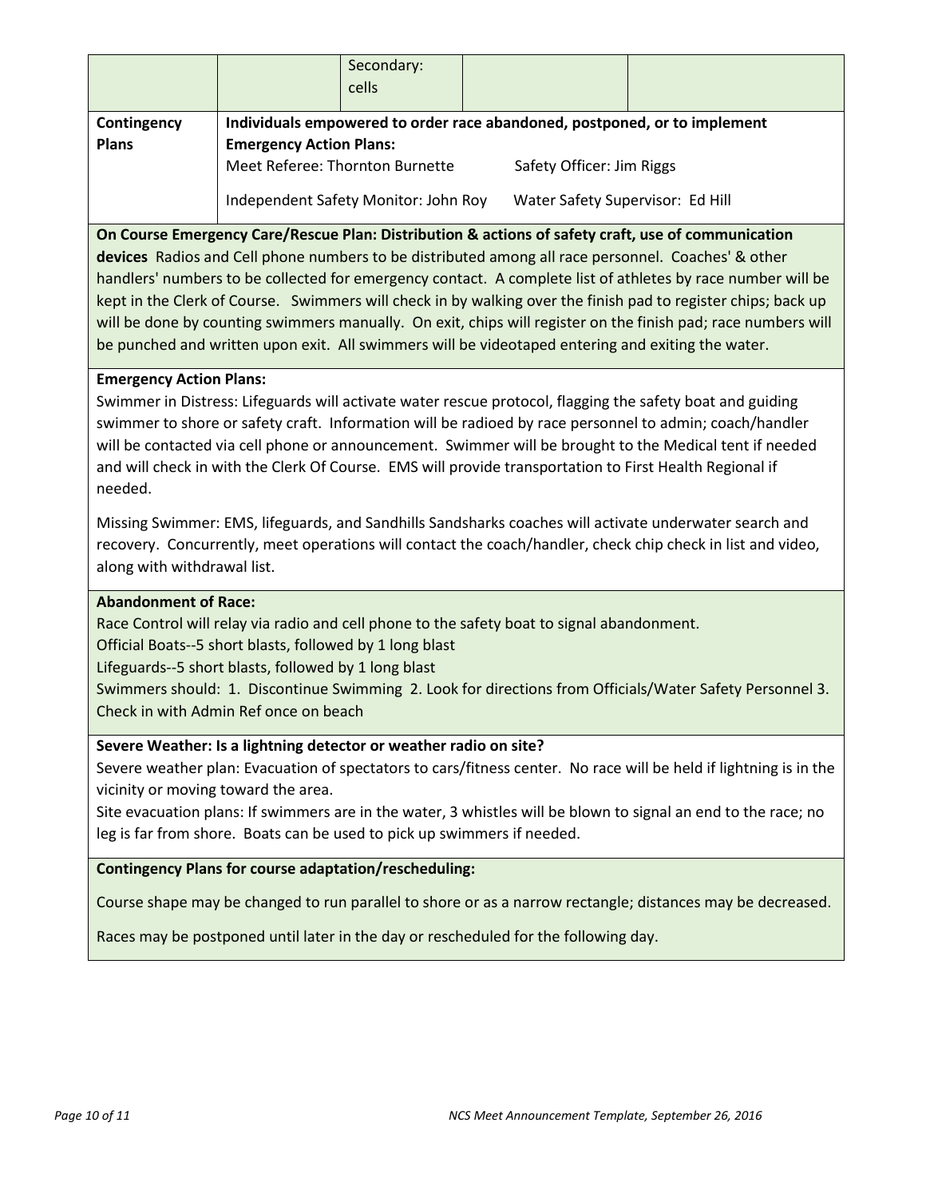| | | Secondary: cells | | |
|---|---|---|---|---|
| **Contingency Plans** | **Individuals empowered to order race abandoned, postponed, or to implement Emergency Action Plans:** Meet Referee: Thornton Burnette &nbsp;&nbsp; Safety Officer: Jim Riggs<br>Independent Safety Monitor: John Roy &nbsp;&nbsp; Water Safety Supervisor: Ed Hill | | | |

**On Course Emergency Care/Rescue Plan: Distribution & actions of safety craft, use of communication devices** Radios and Cell phone numbers to be distributed among all race personnel. Coaches' & other handlers' numbers to be collected for emergency contact. A complete list of athletes by race number will be kept in the Clerk of Course. Swimmers will check in by walking over the finish pad to register chips; back up will be done by counting swimmers manually. On exit, chips will register on the finish pad; race numbers will be punched and written upon exit. All swimmers will be videotaped entering and exiting the water.

**Emergency Action Plans:**

Swimmer in Distress: Lifeguards will activate water rescue protocol, flagging the safety boat and guiding swimmer to shore or safety craft. Information will be radioed by race personnel to admin; coach/handler will be contacted via cell phone or announcement. Swimmer will be brought to the Medical tent if needed and will check in with the Clerk Of Course. EMS will provide transportation to First Health Regional if needed.

Missing Swimmer: EMS, lifeguards, and Sandhills Sandsharks coaches will activate underwater search and recovery. Concurrently, meet operations will contact the coach/handler, check chip check in list and video, along with withdrawal list.

**Abandonment of Race:**

Race Control will relay via radio and cell phone to the safety boat to signal abandonment.
Official Boats--5 short blasts, followed by 1 long blast
Lifeguards--5 short blasts, followed by 1 long blast
Swimmers should: 1. Discontinue Swimming 2. Look for directions from Officials/Water Safety Personnel 3. Check in with Admin Ref once on beach

**Severe Weather: Is a lightning detector or weather radio on site?**

Severe weather plan: Evacuation of spectators to cars/fitness center. No race will be held if lightning is in the vicinity or moving toward the area.
Site evacuation plans: If swimmers are in the water, 3 whistles will be blown to signal an end to the race; no leg is far from shore. Boats can be used to pick up swimmers if needed.

**Contingency Plans for course adaptation/rescheduling:**

Course shape may be changed to run parallel to shore or as a narrow rectangle; distances may be decreased.

Races may be postponed until later in the day or rescheduled for the following day.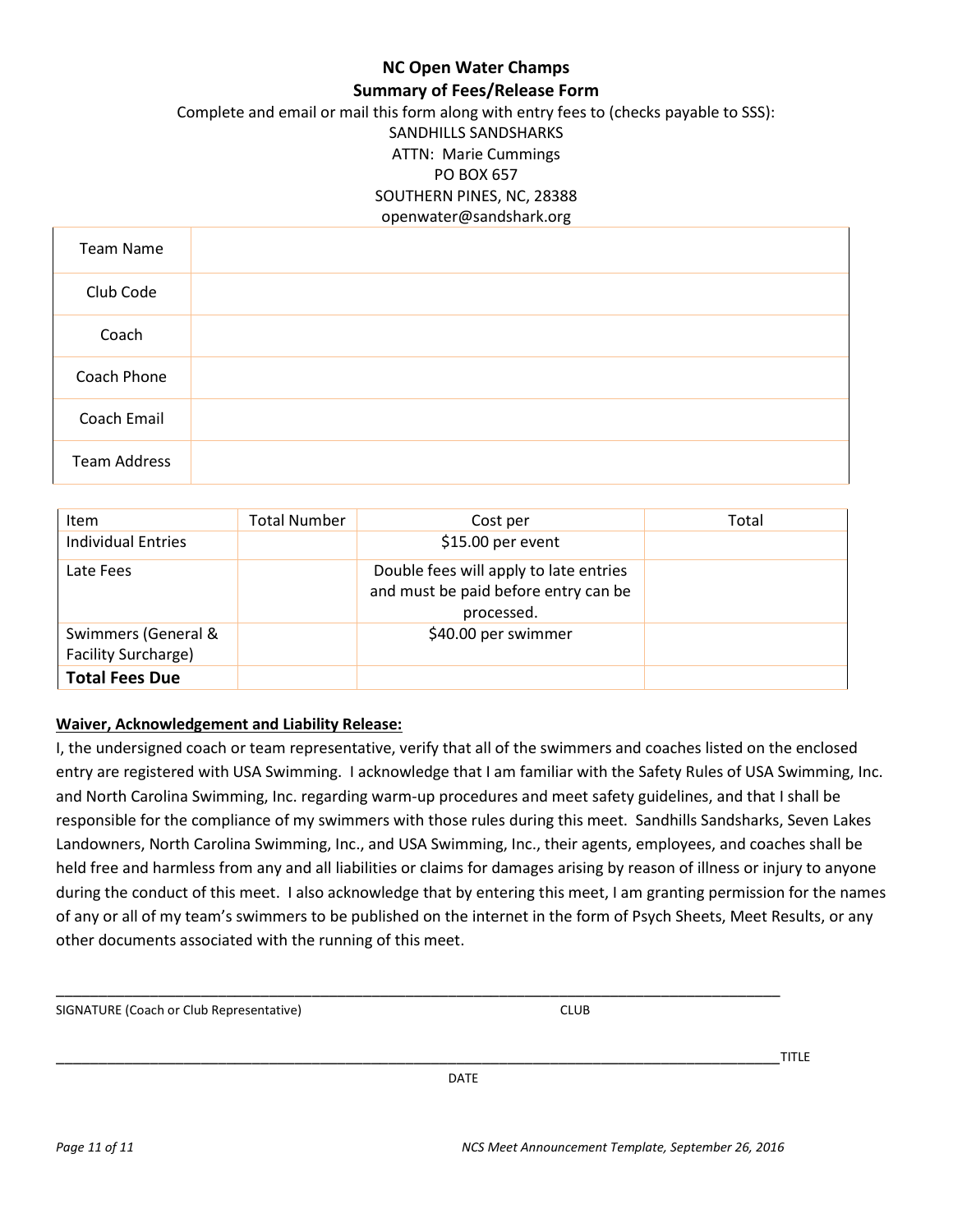## NC Open Water Champs
## Summary of Fees/Release Form

Complete and email or mail this form along with entry fees to (checks payable to SSS):
SANDHILLS SANDSHARKS
ATTN: Marie Cummings
PO BOX 657
SOUTHERN PINES, NC, 28388
openwater@sandshark.org

| | |
|---|---|
| Team Name | |
| Club Code | |
| Coach | |
| Coach Phone | |
| Coach Email | |
| Team Address | |

| Item | Total Number | Cost per | Total |
|---|---|---|---|
| Individual Entries | | $15.00 per event | |
| Late Fees | | Double fees will apply to late entries and must be paid before entry can be processed. | |
| Swimmers (General & Facility Surcharge) | | $40.00 per swimmer | |
| **Total Fees Due** | | | |

**Waiver, Acknowledgement and Liability Release:**

I, the undersigned coach or team representative, verify that all of the swimmers and coaches listed on the enclosed entry are registered with USA Swimming. I acknowledge that I am familiar with the Safety Rules of USA Swimming, Inc. and North Carolina Swimming, Inc. regarding warm-up procedures and meet safety guidelines, and that I shall be responsible for the compliance of my swimmers with those rules during this meet. Sandhills Sandsharks, Seven Lakes Landowners, North Carolina Swimming, Inc., and USA Swimming, Inc., their agents, employees, and coaches shall be held free and harmless from any and all liabilities or claims for damages arising by reason of illness or injury to anyone during the conduct of this meet. I also acknowledge that by entering this meet, I am granting permission for the names of any or all of my team's swimmers to be published on the internet in the form of Psych Sheets, Meet Results, or any other documents associated with the running of this meet.

_____________________________________________________________________________

SIGNATURE (Coach or Club Representative) CLUB

_____________________________________________________________________________ TITLE

DATE